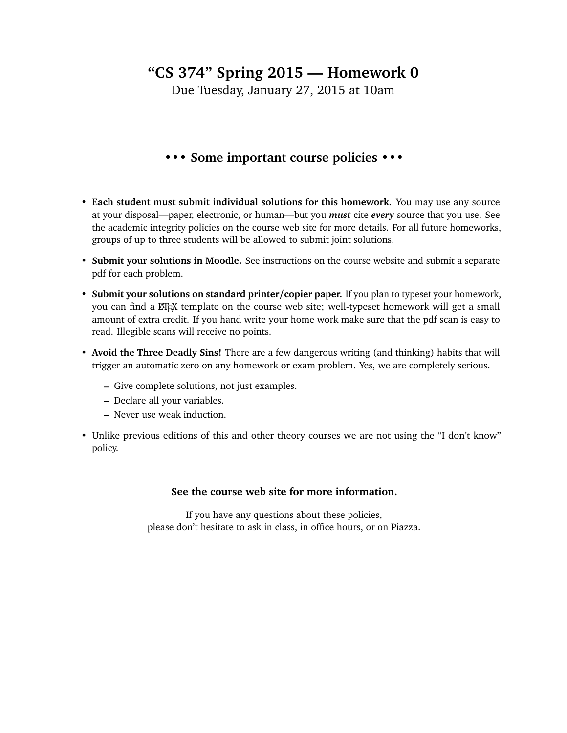# "CS 374" Spring 2015 — Homework 0

Due Tuesday, January 27, 2015 at 10am

---

## • • • Some important course policies • • •

---

- **Each student must submit individual solutions for this homework.** You may use any source at your disposal—paper, electronic, or human—but you ***must*** cite ***every*** source that you use. See the academic integrity policies on the course web site for more details. For all future homeworks, groups of up to three students will be allowed to submit joint solutions.
- **Submit your solutions in Moodle.** See instructions on the course website and submit a separate pdf for each problem.
- **Submit your solutions on standard printer/copier paper.** If you plan to typeset your homework, you can find a LaTeX template on the course web site; well-typeset homework will get a small amount of extra credit. If you hand write your home work make sure that the pdf scan is easy to read. Illegible scans will receive no points.
- **Avoid the Three Deadly Sins!** There are a few dangerous writing (and thinking) habits that will trigger an automatic zero on any homework or exam problem. Yes, we are completely serious.
  - Give complete solutions, not just examples.
  - Declare all your variables.
  - Never use weak induction.
- Unlike previous editions of this and other theory courses we are not using the "I don't know" policy.

---

**See the course web site for more information.**

If you have any questions about these policies,
please don't hesitate to ask in class, in office hours, or on Piazza.

---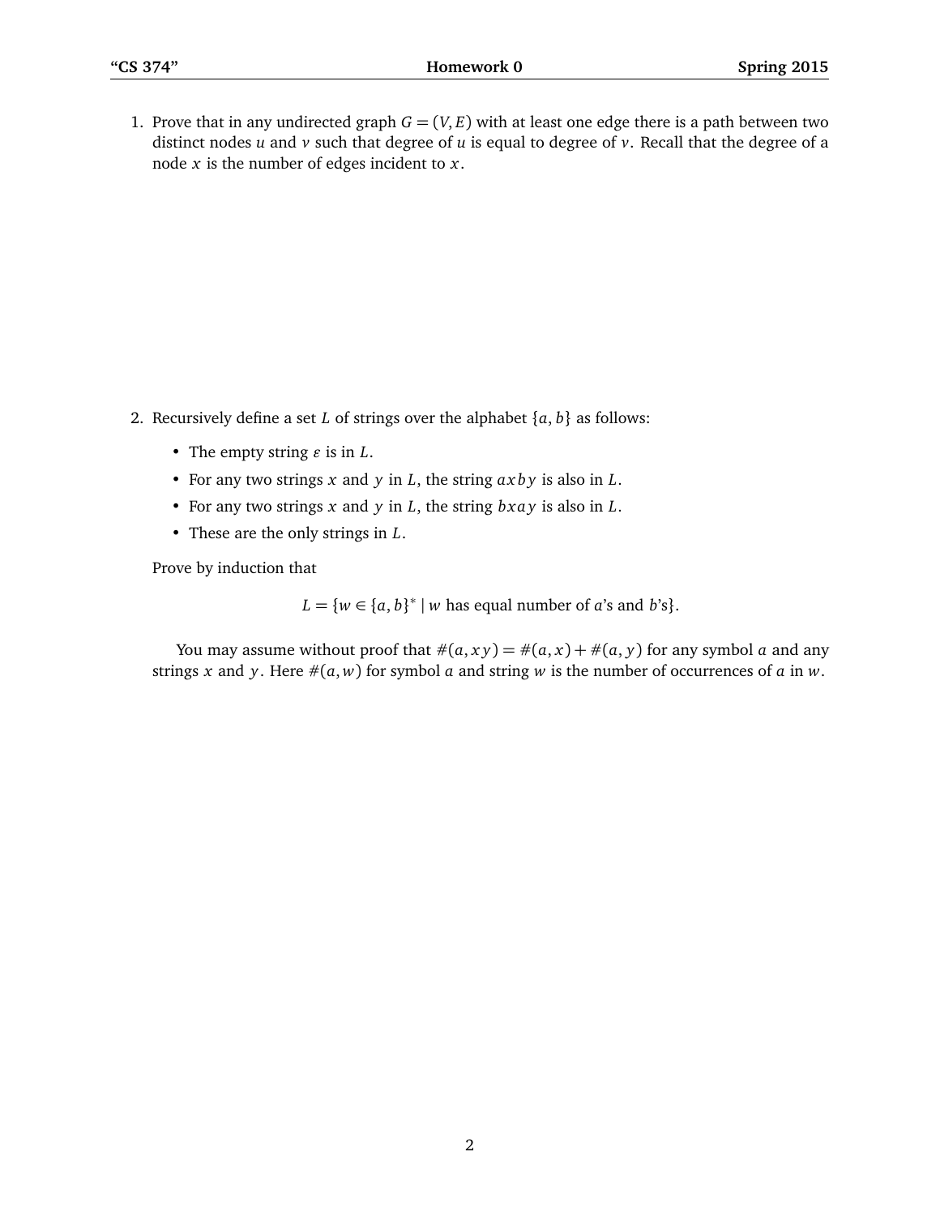1. Prove that in any undirected graph $G = (V, E)$ with at least one edge there is a path between two distinct nodes $u$ and $v$ such that degree of $u$ is equal to degree of $v$. Recall that the degree of a node $x$ is the number of edges incident to $x$.

2. Recursively define a set $L$ of strings over the alphabet $\{a, b\}$ as follows:

   - The empty string $\varepsilon$ is in $L$.
   - For any two strings $x$ and $y$ in $L$, the string $axby$ is also in $L$.
   - For any two strings $x$ and $y$ in $L$, the string $bxay$ is also in $L$.
   - These are the only strings in $L$.

   Prove by induction that

   $$L = \{w \in \{a, b\}^* \mid w \text{ has equal number of } a\text{'s and } b\text{'s}\}.$$

   You may assume without proof that $\#(a, xy) = \#(a, x) + \#(a, y)$ for any symbol $a$ and any strings $x$ and $y$. Here $\#(a, w)$ for symbol $a$ and string $w$ is the number of occurrences of $a$ in $w$.